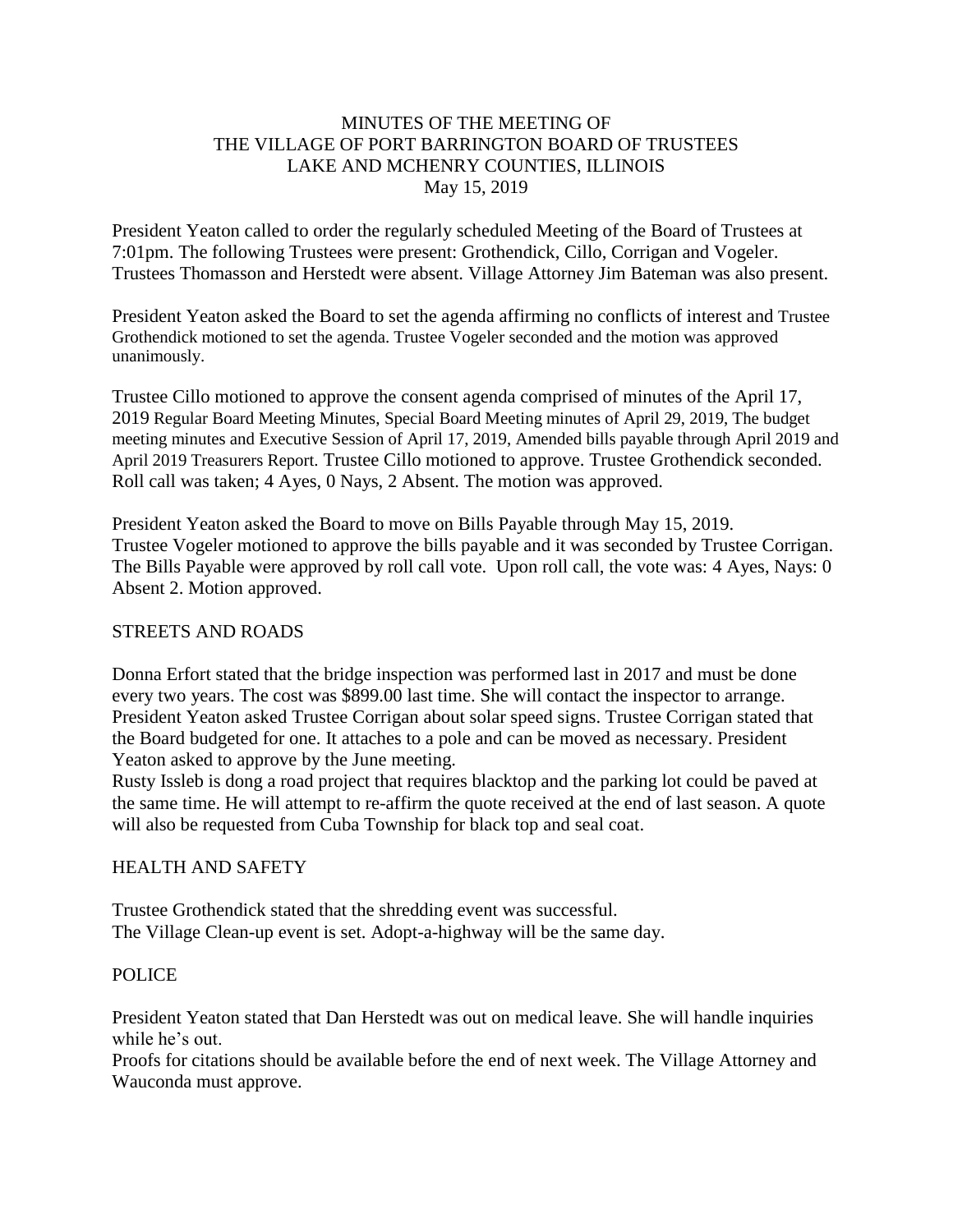# MINUTES OF THE MEETING OF THE VILLAGE OF PORT BARRINGTON BOARD OF TRUSTEES LAKE AND MCHENRY COUNTIES, ILLINOIS

May 15, 2019

President Yeaton called to order the regularly scheduled Meeting of the Board of Trustees at 7:01pm. The following Trustees were present: Grothendick, Cillo, Corrigan and Vogeler. Trustees Thomasson and Herstedt were absent. Village Attorney Jim Bateman was also present.

President Yeaton asked the Board to set the agenda affirming no conflicts of interest and Trustee Grothendick motioned to set the agenda. Trustee Vogeler seconded and the motion was approved unanimously.

Trustee Cillo motioned to approve the consent agenda comprised of minutes of the April 17, 2019 Regular Board Meeting Minutes, Special Board Meeting minutes of April 29, 2019, The budget meeting minutes and Executive Session of April 17, 2019, Amended bills payable through April 2019 and April 2019 Treasurers Report. Trustee Cillo motioned to approve. Trustee Grothendick seconded. Roll call was taken; 4 Ayes, 0 Nays, 2 Absent. The motion was approved.

President Yeaton asked the Board to move on Bills Payable through May 15, 2019. Trustee Vogeler motioned to approve the bills payable and it was seconded by Trustee Corrigan. The Bills Payable were approved by roll call vote. Upon roll call, the vote was: 4 Ayes, Nays: 0 Absent 2. Motion approved.

## STREETS AND ROADS

Donna Erfort stated that the bridge inspection was performed last in 2017 and must be done every two years. The cost was $899.00 last time. She will contact the inspector to arrange. President Yeaton asked Trustee Corrigan about solar speed signs. Trustee Corrigan stated that the Board budgeted for one. It attaches to a pole and can be moved as necessary. President Yeaton asked to approve by the June meeting.

Rusty Issleb is dong a road project that requires blacktop and the parking lot could be paved at the same time. He will attempt to re-affirm the quote received at the end of last season. A quote will also be requested from Cuba Township for black top and seal coat.

## HEALTH AND SAFETY

Trustee Grothendick stated that the shredding event was successful.
The Village Clean-up event is set. Adopt-a-highway will be the same day.

## POLICE

President Yeaton stated that Dan Herstedt was out on medical leave. She will handle inquiries while he's out.
Proofs for citations should be available before the end of next week. The Village Attorney and Wauconda must approve.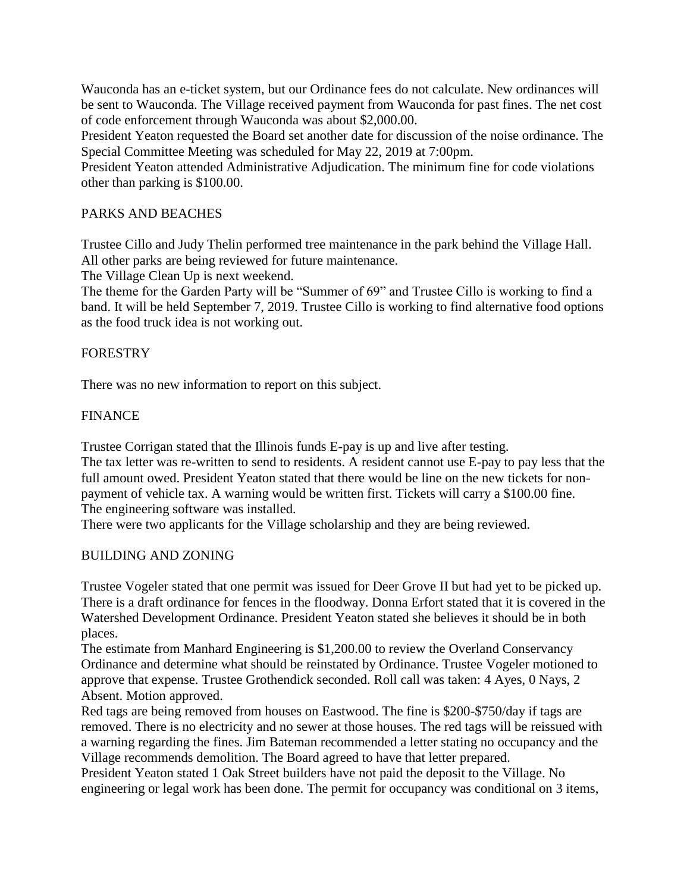Wauconda has an e-ticket system, but our Ordinance fees do not calculate. New ordinances will be sent to Wauconda. The Village received payment from Wauconda for past fines. The net cost of code enforcement through Wauconda was about $2,000.00.

President Yeaton requested the Board set another date for discussion of the noise ordinance. The Special Committee Meeting was scheduled for May 22, 2019 at 7:00pm.

President Yeaton attended Administrative Adjudication. The minimum fine for code violations other than parking is $100.00.

## PARKS AND BEACHES

Trustee Cillo and Judy Thelin performed tree maintenance in the park behind the Village Hall. All other parks are being reviewed for future maintenance.

The Village Clean Up is next weekend.

The theme for the Garden Party will be "Summer of 69" and Trustee Cillo is working to find a band. It will be held September 7, 2019. Trustee Cillo is working to find alternative food options as the food truck idea is not working out.

## FORESTRY

There was no new information to report on this subject.

## FINANCE

Trustee Corrigan stated that the Illinois funds E-pay is up and live after testing.

The tax letter was re-written to send to residents. A resident cannot use E-pay to pay less that the full amount owed. President Yeaton stated that there would be line on the new tickets for non-payment of vehicle tax. A warning would be written first. Tickets will carry a $100.00 fine.

The engineering software was installed.

There were two applicants for the Village scholarship and they are being reviewed.

## BUILDING AND ZONING

Trustee Vogeler stated that one permit was issued for Deer Grove II but had yet to be picked up. There is a draft ordinance for fences in the floodway. Donna Erfort stated that it is covered in the Watershed Development Ordinance. President Yeaton stated she believes it should be in both places.

The estimate from Manhard Engineering is $1,200.00 to review the Overland Conservancy Ordinance and determine what should be reinstated by Ordinance. Trustee Vogeler motioned to approve that expense. Trustee Grothendick seconded. Roll call was taken: 4 Ayes, 0 Nays, 2 Absent. Motion approved.

Red tags are being removed from houses on Eastwood. The fine is $200-$750/day if tags are removed. There is no electricity and no sewer at those houses. The red tags will be reissued with a warning regarding the fines. Jim Bateman recommended a letter stating no occupancy and the Village recommends demolition. The Board agreed to have that letter prepared.

President Yeaton stated 1 Oak Street builders have not paid the deposit to the Village. No engineering or legal work has been done. The permit for occupancy was conditional on 3 items,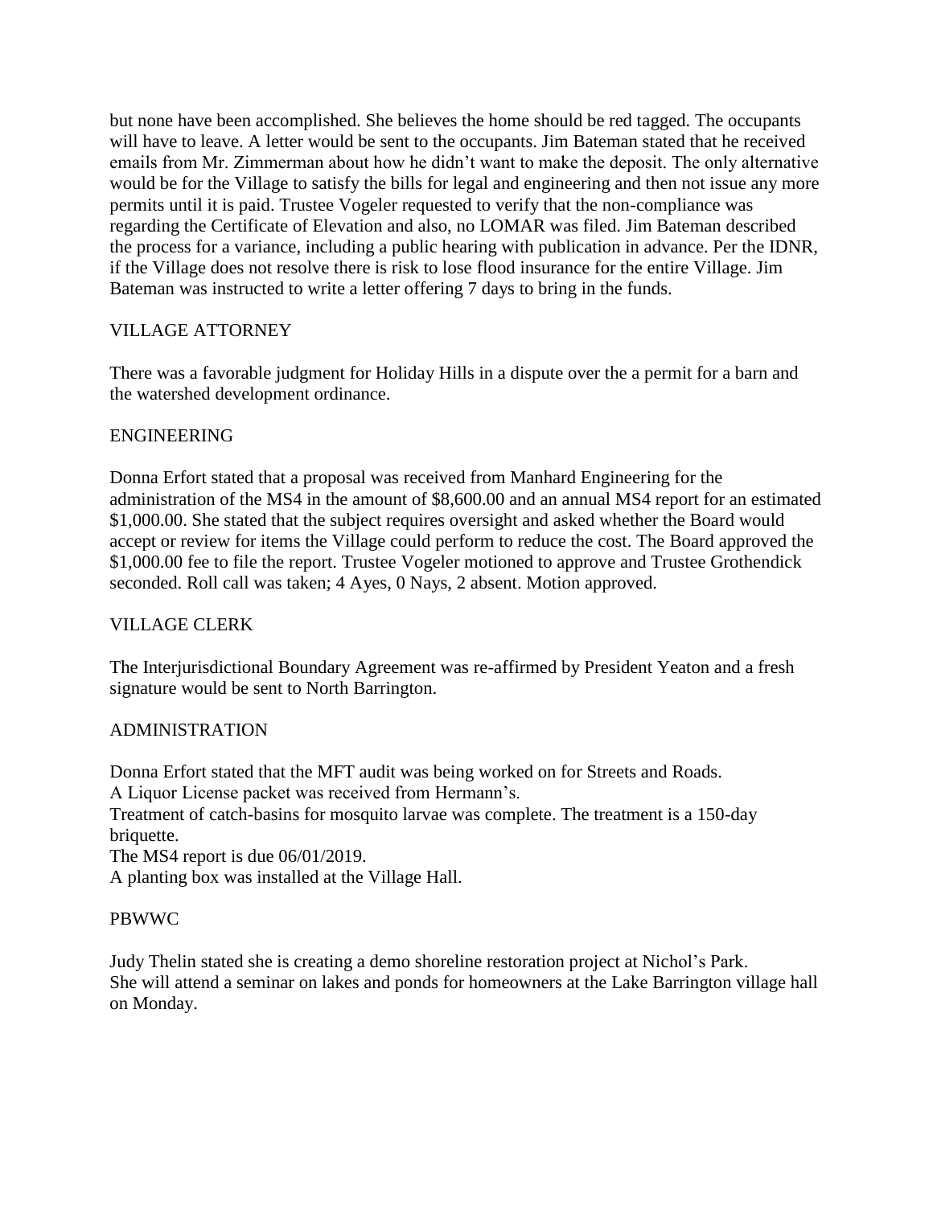but none have been accomplished. She believes the home should be red tagged. The occupants will have to leave. A letter would be sent to the occupants. Jim Bateman stated that he received emails from Mr. Zimmerman about how he didn't want to make the deposit. The only alternative would be for the Village to satisfy the bills for legal and engineering and then not issue any more permits until it is paid. Trustee Vogeler requested to verify that the non-compliance was regarding the Certificate of Elevation and also, no LOMAR was filed. Jim Bateman described the process for a variance, including a public hearing with publication in advance. Per the IDNR, if the Village does not resolve there is risk to lose flood insurance for the entire Village. Jim Bateman was instructed to write a letter offering 7 days to bring in the funds.

## VILLAGE ATTORNEY

There was a favorable judgment for Holiday Hills in a dispute over the a permit for a barn and the watershed development ordinance.

## ENGINEERING

Donna Erfort stated that a proposal was received from Manhard Engineering for the administration of the MS4 in the amount of $8,600.00 and an annual MS4 report for an estimated $1,000.00. She stated that the subject requires oversight and asked whether the Board would accept or review for items the Village could perform to reduce the cost. The Board approved the $1,000.00 fee to file the report. Trustee Vogeler motioned to approve and Trustee Grothendick seconded. Roll call was taken; 4 Ayes, 0 Nays, 2 absent. Motion approved.

## VILLAGE CLERK

The Interjurisdictional Boundary Agreement was re-affirmed by President Yeaton and a fresh signature would be sent to North Barrington.

## ADMINISTRATION

Donna Erfort stated that the MFT audit was being worked on for Streets and Roads.
A Liquor License packet was received from Hermann's.
Treatment of catch-basins for mosquito larvae was complete. The treatment is a 150-day briquette.
The MS4 report is due 06/01/2019.
A planting box was installed at the Village Hall.

## PBWWC

Judy Thelin stated she is creating a demo shoreline restoration project at Nichol's Park.
She will attend a seminar on lakes and ponds for homeowners at the Lake Barrington village hall on Monday.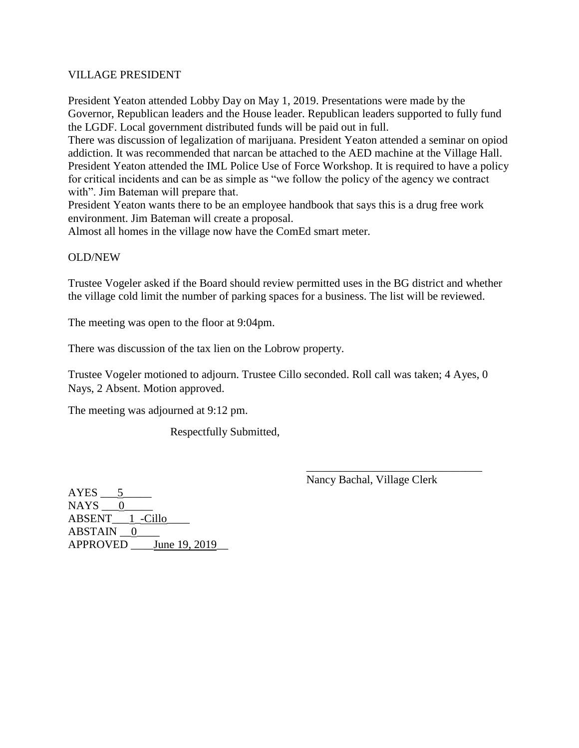VILLAGE PRESIDENT

President Yeaton attended Lobby Day on May 1, 2019. Presentations were made by the Governor, Republican leaders and the House leader. Republican leaders supported to fully fund the LGDF. Local government distributed funds will be paid out in full.
There was discussion of legalization of marijuana. President Yeaton attended a seminar on opiod addiction. It was recommended that narcan be attached to the AED machine at the Village Hall. President Yeaton attended the IML Police Use of Force Workshop. It is required to have a policy for critical incidents and can be as simple as "we follow the policy of the agency we contract with". Jim Bateman will prepare that.
President Yeaton wants there to be an employee handbook that says this is a drug free work environment. Jim Bateman will create a proposal.
Almost all homes in the village now have the ComEd smart meter.

OLD/NEW

Trustee Vogeler asked if the Board should review permitted uses in the BG district and whether the village cold limit the number of parking spaces for a business. The list will be reviewed.

The meeting was open to the floor at 9:04pm.

There was discussion of the tax lien on the Lobrow property.

Trustee Vogeler motioned to adjourn. Trustee Cillo seconded. Roll call was taken; 4 Ayes, 0 Nays, 2 Absent. Motion approved.

The meeting was adjourned at 9:12 pm.

Respectfully Submitted,

________________________________
Nancy Bachal, Village Clerk

AYES ___5_____
NAYS ___0_____
ABSENT___1_-Cillo____
ABSTAIN __0____
APPROVED ____June 19, 2019__